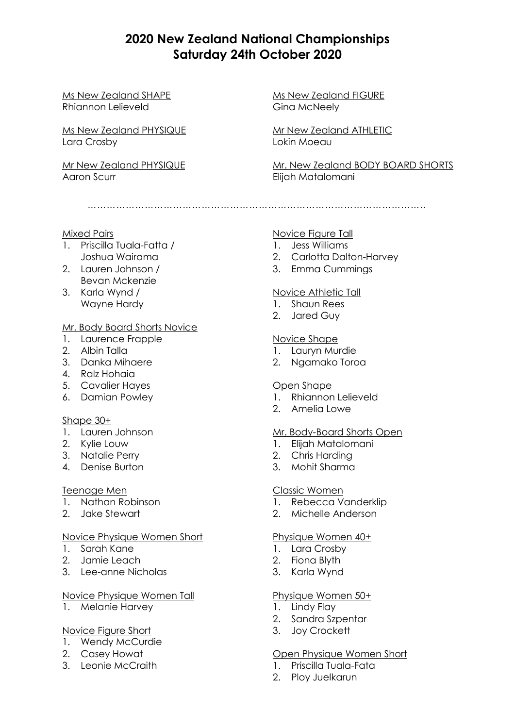# 2020 New Zealand National Championships
## Saturday 24th October 2020

Ms New Zealand SHAPE
Rhiannon Lelieveld

Ms New Zealand FIGURE
Gina McNeely

Ms New Zealand PHYSIQUE
Lara Crosby

Mr New Zealand ATHLETIC
Lokin Moeau

Mr New Zealand PHYSIQUE
Aaron Scurr

Mr. New Zealand BODY BOARD SHORTS
Elijah Matalomani

………………………………………………………………………………………….

Mixed Pairs
1. Priscilla Tuala-Fatta / Joshua Wairama
2. Lauren Johnson / Bevan Mckenzie
3. Karla Wynd / Wayne Hardy

Mr. Body Board Shorts Novice
1. Laurence Frapple
2. Albin Talla
3. Danka Mihaere
4. Ralz Hohaia
5. Cavalier Hayes
6. Damian Powley

Shape 30+
1. Lauren Johnson
2. Kylie Louw
3. Natalie Perry
4. Denise Burton

Teenage Men
1. Nathan Robinson
2. Jake Stewart

Novice Physique Women Short
1. Sarah Kane
2. Jamie Leach
3. Lee-anne Nicholas

Novice Physique Women Tall
1. Melanie Harvey

Novice Figure Short
1. Wendy McCurdie
2. Casey Howat
3. Leonie McCraith

Novice Figure Tall
1. Jess Williams
2. Carlotta Dalton-Harvey
3. Emma Cummings

Novice Athletic Tall
1. Shaun Rees
2. Jared Guy

Novice Shape
1. Lauryn Murdie
2. Ngamako Toroa

Open Shape
1. Rhiannon Lelieveld
2. Amelia Lowe

Mr. Body-Board Shorts Open
1. Elijah Matalomani
2. Chris Harding
3. Mohit Sharma

Classic Women
1. Rebecca Vanderklip
2. Michelle Anderson

Physique Women 40+
1. Lara Crosby
2. Fiona Blyth
3. Karla Wynd

Physique Women 50+
1. Lindy Flay
2. Sandra Szpentar
3. Joy Crockett

Open Physique Women Short
1. Priscilla Tuala-Fata
2. Ploy Juelkarun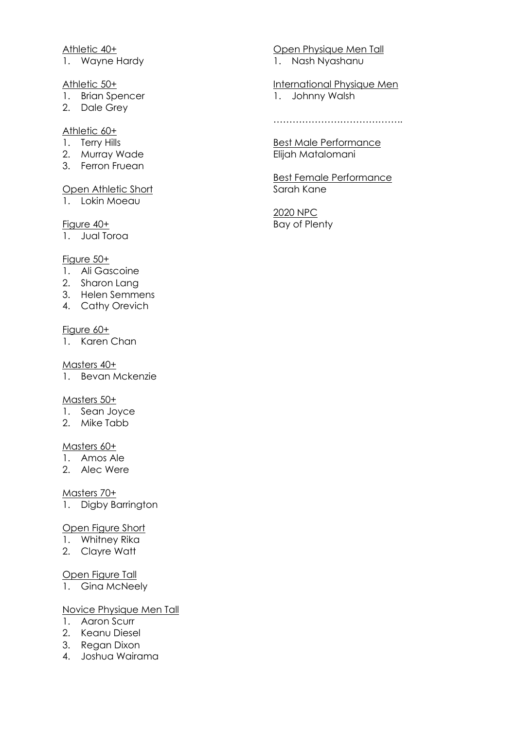Athletic 40+

1. Wayne Hardy

Athletic 50+

1. Brian Spencer
2. Dale Grey

Athletic 60+

1. Terry Hills
2. Murray Wade
3. Ferron Fruean

Open Athletic Short

1. Lokin Moeau

Figure 40+

1. Jual Toroa

Figure 50+

1. Ali Gascoine
2. Sharon Lang
3. Helen Semmens
4. Cathy Orevich

Figure 60+

1. Karen Chan

Masters 40+

1. Bevan Mckenzie

Masters 50+

1. Sean Joyce
2. Mike Tabb

Masters 60+

1. Amos Ale
2. Alec Were

Masters 70+

1. Digby Barrington

Open Figure Short

1. Whitney Rika
2. Clayre Watt

Open Figure Tall

1. Gina McNeely

Novice Physique Men Tall

1. Aaron Scurr
2. Keanu Diesel
3. Regan Dixon
4. Joshua Wairama

Open Physique Men Tall

1. Nash Nyashanu

International Physique Men

1. Johnny Walsh

…………………………………..

Best Male Performance
Elijah Matalomani

Best Female Performance
Sarah Kane

2020 NPC
Bay of Plenty